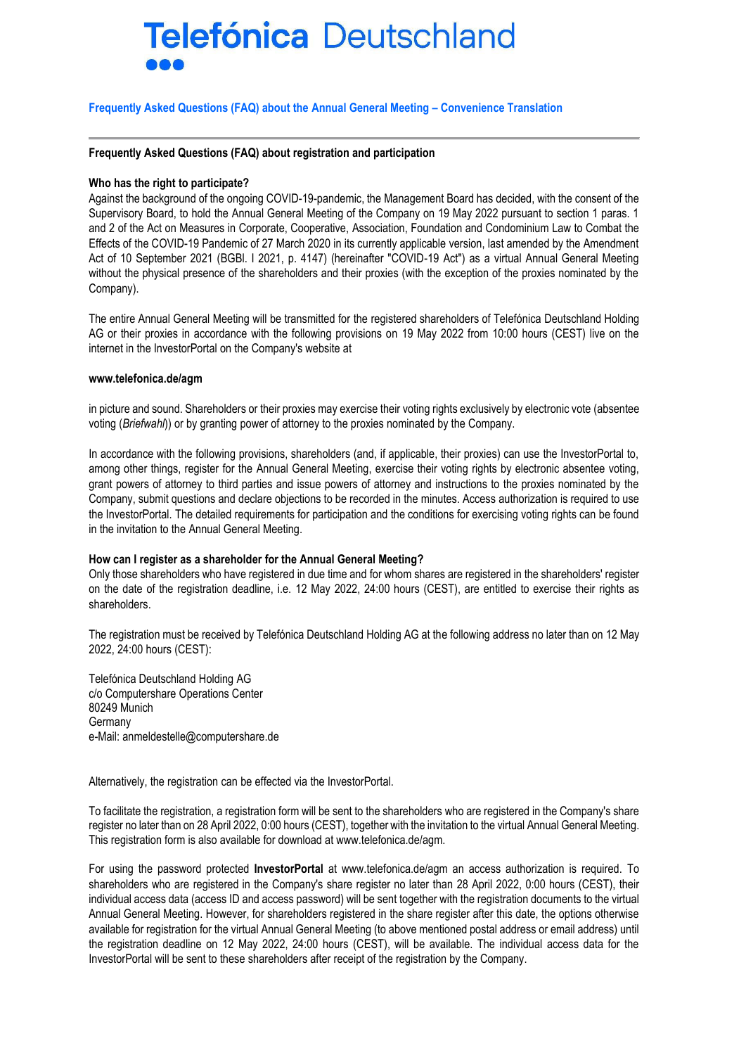# Telefónica Deutschland

## Frequently Asked Questions (FAQ) about the Annual General Meeting – Convenience Translation

---

### Frequently Asked Questions (FAQ) about registration and participation

**Who has the right to participate?**

Against the background of the ongoing COVID-19-pandemic, the Management Board has decided, with the consent of the Supervisory Board, to hold the Annual General Meeting of the Company on 19 May 2022 pursuant to section 1 paras. 1 and 2 of the Act on Measures in Corporate, Cooperative, Association, Foundation and Condominium Law to Combat the Effects of the COVID-19 Pandemic of 27 March 2020 in its currently applicable version, last amended by the Amendment Act of 10 September 2021 (BGBl. I 2021, p. 4147) (hereinafter "COVID-19 Act") as a virtual Annual General Meeting without the physical presence of the shareholders and their proxies (with the exception of the proxies nominated by the Company).

The entire Annual General Meeting will be transmitted for the registered shareholders of Telefónica Deutschland Holding AG or their proxies in accordance with the following provisions on 19 May 2022 from 10:00 hours (CEST) live on the internet in the InvestorPortal on the Company's website at

**www.telefonica.de/agm**

in picture and sound. Shareholders or their proxies may exercise their voting rights exclusively by electronic vote (absentee voting (*Briefwahl*)) or by granting power of attorney to the proxies nominated by the Company.

In accordance with the following provisions, shareholders (and, if applicable, their proxies) can use the InvestorPortal to, among other things, register for the Annual General Meeting, exercise their voting rights by electronic absentee voting, grant powers of attorney to third parties and issue powers of attorney and instructions to the proxies nominated by the Company, submit questions and declare objections to be recorded in the minutes. Access authorization is required to use the InvestorPortal. The detailed requirements for participation and the conditions for exercising voting rights can be found in the invitation to the Annual General Meeting.

**How can I register as a shareholder for the Annual General Meeting?**

Only those shareholders who have registered in due time and for whom shares are registered in the shareholders' register on the date of the registration deadline, i.e. 12 May 2022, 24:00 hours (CEST), are entitled to exercise their rights as shareholders.

The registration must be received by Telefónica Deutschland Holding AG at the following address no later than on 12 May 2022, 24:00 hours (CEST):

Telefónica Deutschland Holding AG
c/o Computershare Operations Center
80249 Munich
Germany
e-Mail: anmeldestelle@computershare.de

Alternatively, the registration can be effected via the InvestorPortal.

To facilitate the registration, a registration form will be sent to the shareholders who are registered in the Company's share register no later than on 28 April 2022, 0:00 hours (CEST), together with the invitation to the virtual Annual General Meeting. This registration form is also available for download at www.telefonica.de/agm.

For using the password protected **InvestorPortal** at www.telefonica.de/agm an access authorization is required. To shareholders who are registered in the Company's share register no later than 28 April 2022, 0:00 hours (CEST), their individual access data (access ID and access password) will be sent together with the registration documents to the virtual Annual General Meeting. However, for shareholders registered in the share register after this date, the options otherwise available for registration for the virtual Annual General Meeting (to above mentioned postal address or email address) until the registration deadline on 12 May 2022, 24:00 hours (CEST), will be available. The individual access data for the InvestorPortal will be sent to these shareholders after receipt of the registration by the Company.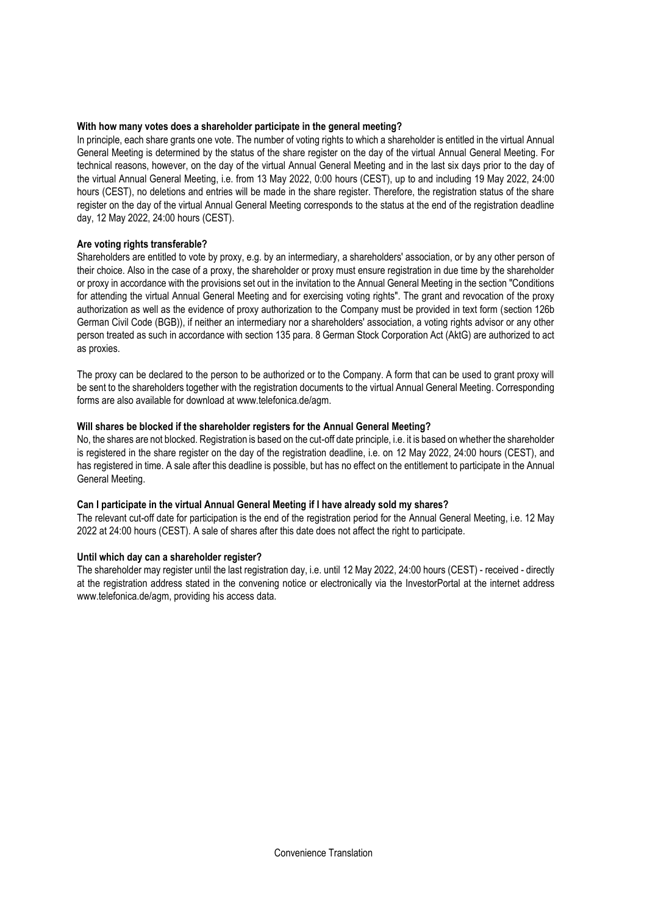**With how many votes does a shareholder participate in the general meeting?**

In principle, each share grants one vote. The number of voting rights to which a shareholder is entitled in the virtual Annual General Meeting is determined by the status of the share register on the day of the virtual Annual General Meeting. For technical reasons, however, on the day of the virtual Annual General Meeting and in the last six days prior to the day of the virtual Annual General Meeting, i.e. from 13 May 2022, 0:00 hours (CEST), up to and including 19 May 2022, 24:00 hours (CEST), no deletions and entries will be made in the share register. Therefore, the registration status of the share register on the day of the virtual Annual General Meeting corresponds to the status at the end of the registration deadline day, 12 May 2022, 24:00 hours (CEST).

**Are voting rights transferable?**

Shareholders are entitled to vote by proxy, e.g. by an intermediary, a shareholders' association, or by any other person of their choice. Also in the case of a proxy, the shareholder or proxy must ensure registration in due time by the shareholder or proxy in accordance with the provisions set out in the invitation to the Annual General Meeting in the section "Conditions for attending the virtual Annual General Meeting and for exercising voting rights". The grant and revocation of the proxy authorization as well as the evidence of proxy authorization to the Company must be provided in text form (section 126b German Civil Code (BGB)), if neither an intermediary nor a shareholders' association, a voting rights advisor or any other person treated as such in accordance with section 135 para. 8 German Stock Corporation Act (AktG) are authorized to act as proxies.

The proxy can be declared to the person to be authorized or to the Company. A form that can be used to grant proxy will be sent to the shareholders together with the registration documents to the virtual Annual General Meeting. Corresponding forms are also available for download at www.telefonica.de/agm.

**Will shares be blocked if the shareholder registers for the Annual General Meeting?**

No, the shares are not blocked. Registration is based on the cut-off date principle, i.e. it is based on whether the shareholder is registered in the share register on the day of the registration deadline, i.e. on 12 May 2022, 24:00 hours (CEST), and has registered in time. A sale after this deadline is possible, but has no effect on the entitlement to participate in the Annual General Meeting.

**Can I participate in the virtual Annual General Meeting if I have already sold my shares?**

The relevant cut-off date for participation is the end of the registration period for the Annual General Meeting, i.e. 12 May 2022 at 24:00 hours (CEST). A sale of shares after this date does not affect the right to participate.

**Until which day can a shareholder register?**

The shareholder may register until the last registration day, i.e. until 12 May 2022, 24:00 hours (CEST) - received - directly at the registration address stated in the convening notice or electronically via the InvestorPortal at the internet address www.telefonica.de/agm, providing his access data.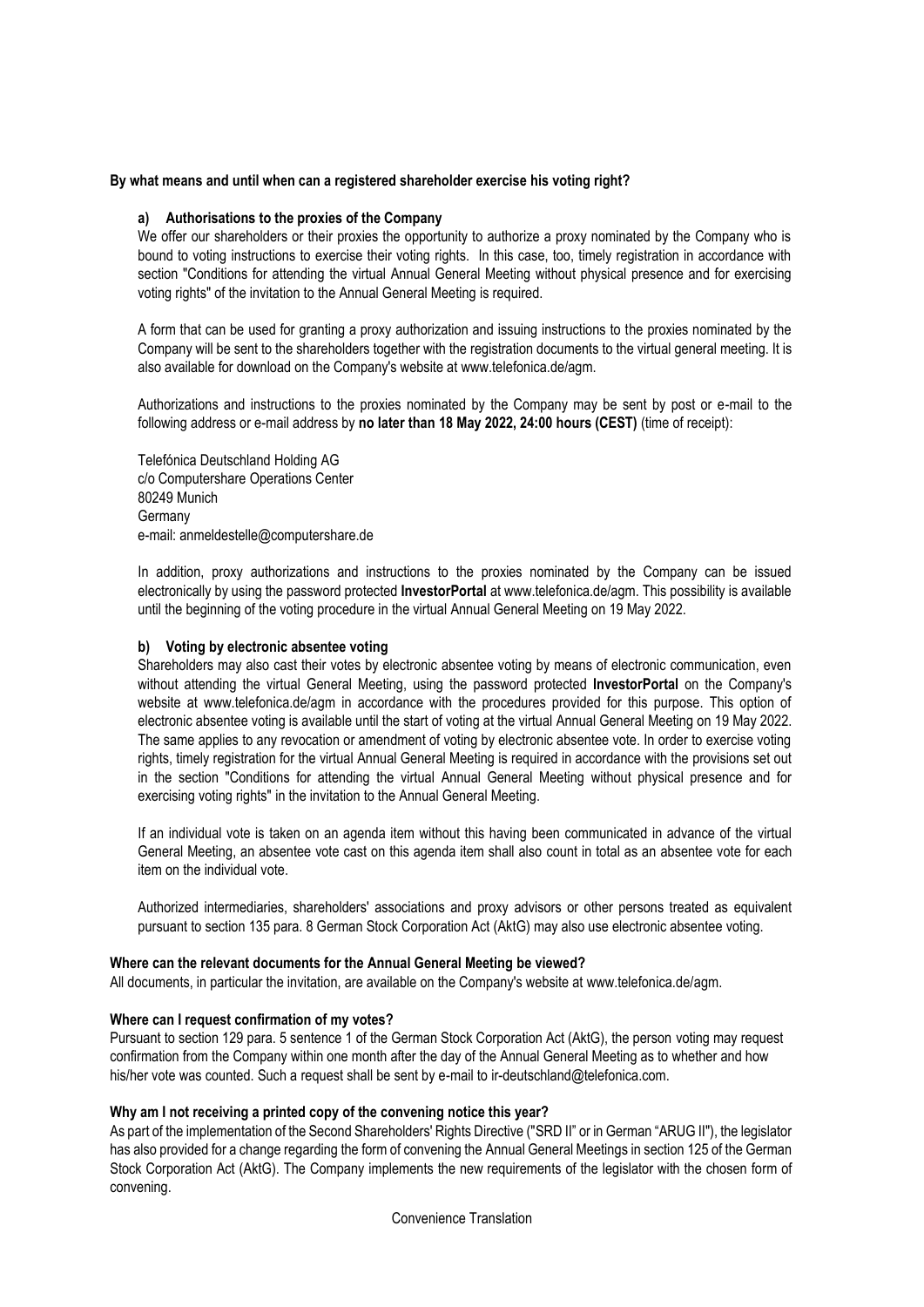**By what means and until when can a registered shareholder exercise his voting right?**

**a) Authorisations to the proxies of the Company**

We offer our shareholders or their proxies the opportunity to authorize a proxy nominated by the Company who is bound to voting instructions to exercise their voting rights. In this case, too, timely registration in accordance with section "Conditions for attending the virtual Annual General Meeting without physical presence and for exercising voting rights" of the invitation to the Annual General Meeting is required.

A form that can be used for granting a proxy authorization and issuing instructions to the proxies nominated by the Company will be sent to the shareholders together with the registration documents to the virtual general meeting. It is also available for download on the Company's website at www.telefonica.de/agm.

Authorizations and instructions to the proxies nominated by the Company may be sent by post or e-mail to the following address or e-mail address by **no later than 18 May 2022, 24:00 hours (CEST)** (time of receipt):

Telefónica Deutschland Holding AG
c/o Computershare Operations Center
80249 Munich
Germany
e-mail: anmeldestelle@computershare.de

In addition, proxy authorizations and instructions to the proxies nominated by the Company can be issued electronically by using the password protected **InvestorPortal** at www.telefonica.de/agm. This possibility is available until the beginning of the voting procedure in the virtual Annual General Meeting on 19 May 2022.

**b) Voting by electronic absentee voting**

Shareholders may also cast their votes by electronic absentee voting by means of electronic communication, even without attending the virtual General Meeting, using the password protected **InvestorPortal** on the Company's website at www.telefonica.de/agm in accordance with the procedures provided for this purpose. This option of electronic absentee voting is available until the start of voting at the virtual Annual General Meeting on 19 May 2022. The same applies to any revocation or amendment of voting by electronic absentee vote. In order to exercise voting rights, timely registration for the virtual Annual General Meeting is required in accordance with the provisions set out in the section "Conditions for attending the virtual Annual General Meeting without physical presence and for exercising voting rights" in the invitation to the Annual General Meeting.

If an individual vote is taken on an agenda item without this having been communicated in advance of the virtual General Meeting, an absentee vote cast on this agenda item shall also count in total as an absentee vote for each item on the individual vote.

Authorized intermediaries, shareholders' associations and proxy advisors or other persons treated as equivalent pursuant to section 135 para. 8 German Stock Corporation Act (AktG) may also use electronic absentee voting.

**Where can the relevant documents for the Annual General Meeting be viewed?**

All documents, in particular the invitation, are available on the Company's website at www.telefonica.de/agm.

**Where can I request confirmation of my votes?**

Pursuant to section 129 para. 5 sentence 1 of the German Stock Corporation Act (AktG), the person voting may request confirmation from the Company within one month after the day of the Annual General Meeting as to whether and how his/her vote was counted. Such a request shall be sent by e-mail to ir-deutschland@telefonica.com.

**Why am I not receiving a printed copy of the convening notice this year?**

As part of the implementation of the Second Shareholders' Rights Directive ("SRD II" or in German "ARUG II"), the legislator has also provided for a change regarding the form of convening the Annual General Meetings in section 125 of the German Stock Corporation Act (AktG). The Company implements the new requirements of the legislator with the chosen form of convening.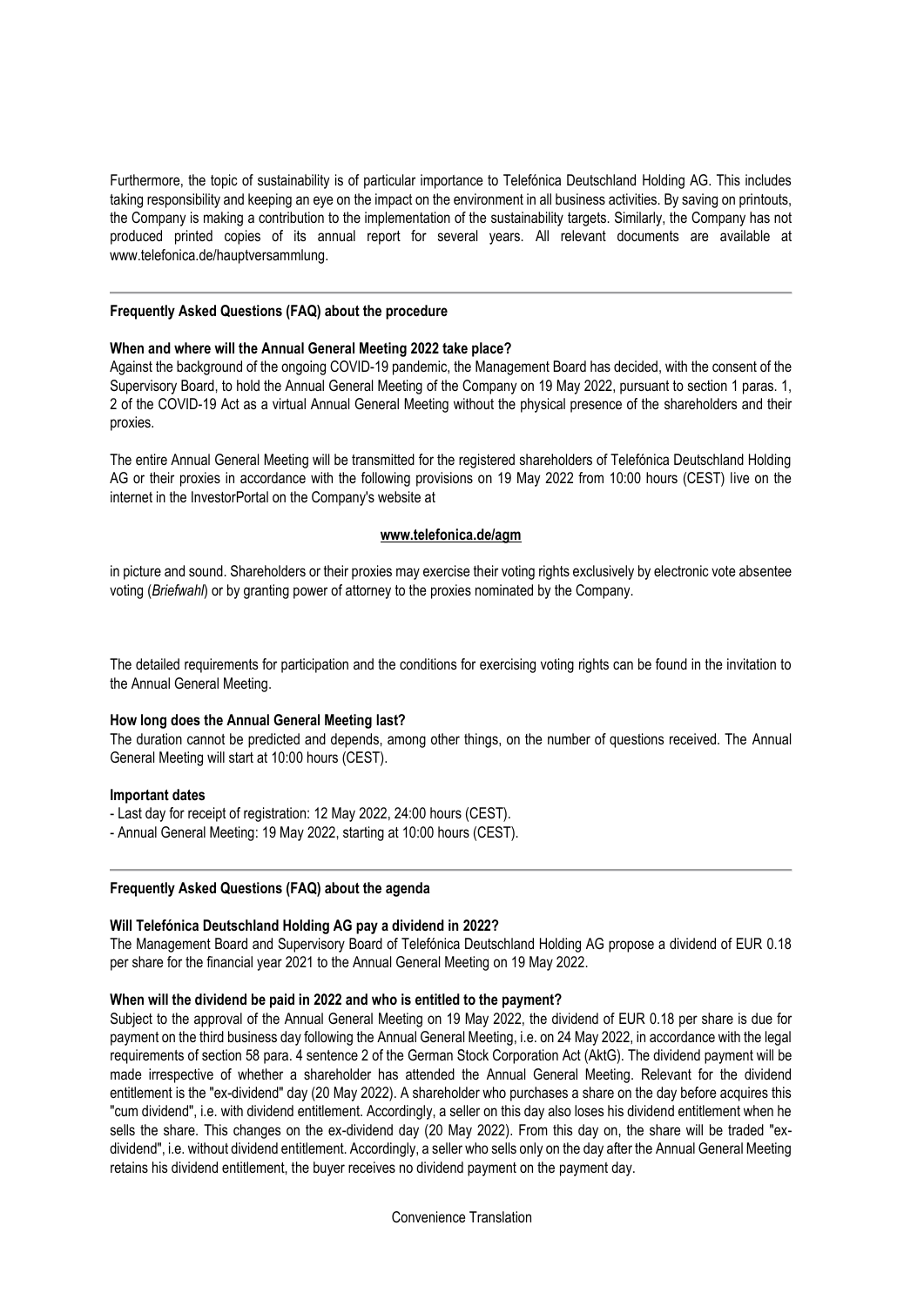Furthermore, the topic of sustainability is of particular importance to Telefónica Deutschland Holding AG. This includes taking responsibility and keeping an eye on the impact on the environment in all business activities. By saving on printouts, the Company is making a contribution to the implementation of the sustainability targets. Similarly, the Company has not produced printed copies of its annual report for several years. All relevant documents are available at www.telefonica.de/hauptversammlung.

---

## Frequently Asked Questions (FAQ) about the procedure

### When and where will the Annual General Meeting 2022 take place?

Against the background of the ongoing COVID-19 pandemic, the Management Board has decided, with the consent of the Supervisory Board, to hold the Annual General Meeting of the Company on 19 May 2022, pursuant to section 1 paras. 1, 2 of the COVID-19 Act as a virtual Annual General Meeting without the physical presence of the shareholders and their proxies.

The entire Annual General Meeting will be transmitted for the registered shareholders of Telefónica Deutschland Holding AG or their proxies in accordance with the following provisions on 19 May 2022 from 10:00 hours (CEST) live on the internet in the InvestorPortal on the Company's website at

**www.telefonica.de/agm**

in picture and sound. Shareholders or their proxies may exercise their voting rights exclusively by electronic vote absentee voting (*Briefwahl*) or by granting power of attorney to the proxies nominated by the Company.

The detailed requirements for participation and the conditions for exercising voting rights can be found in the invitation to the Annual General Meeting.

### How long does the Annual General Meeting last?

The duration cannot be predicted and depends, among other things, on the number of questions received. The Annual General Meeting will start at 10:00 hours (CEST).

### Important dates

- Last day for receipt of registration: 12 May 2022, 24:00 hours (CEST).
- Annual General Meeting: 19 May 2022, starting at 10:00 hours (CEST).

---

## Frequently Asked Questions (FAQ) about the agenda

### Will Telefónica Deutschland Holding AG pay a dividend in 2022?

The Management Board and Supervisory Board of Telefónica Deutschland Holding AG propose a dividend of EUR 0.18 per share for the financial year 2021 to the Annual General Meeting on 19 May 2022.

### When will the dividend be paid in 2022 and who is entitled to the payment?

Subject to the approval of the Annual General Meeting on 19 May 2022, the dividend of EUR 0.18 per share is due for payment on the third business day following the Annual General Meeting, i.e. on 24 May 2022, in accordance with the legal requirements of section 58 para. 4 sentence 2 of the German Stock Corporation Act (AktG). The dividend payment will be made irrespective of whether a shareholder has attended the Annual General Meeting. Relevant for the dividend entitlement is the "ex-dividend" day (20 May 2022). A shareholder who purchases a share on the day before acquires this "cum dividend", i.e. with dividend entitlement. Accordingly, a seller on this day also loses his dividend entitlement when he sells the share. This changes on the ex-dividend day (20 May 2022). From this day on, the share will be traded "ex-dividend", i.e. without dividend entitlement. Accordingly, a seller who sells only on the day after the Annual General Meeting retains his dividend entitlement, the buyer receives no dividend payment on the payment day.

Convenience Translation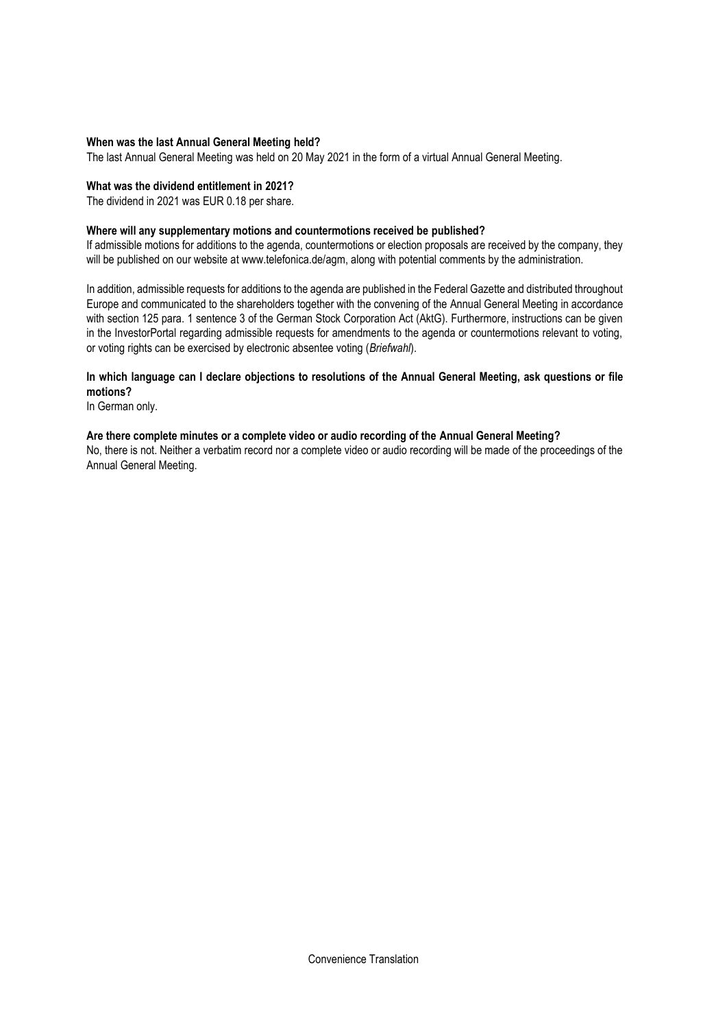**When was the last Annual General Meeting held?**

The last Annual General Meeting was held on 20 May 2021 in the form of a virtual Annual General Meeting.

**What was the dividend entitlement in 2021?**

The dividend in 2021 was EUR 0.18 per share.

**Where will any supplementary motions and countermotions received be published?**

If admissible motions for additions to the agenda, countermotions or election proposals are received by the company, they will be published on our website at www.telefonica.de/agm, along with potential comments by the administration.

In addition, admissible requests for additions to the agenda are published in the Federal Gazette and distributed throughout Europe and communicated to the shareholders together with the convening of the Annual General Meeting in accordance with section 125 para. 1 sentence 3 of the German Stock Corporation Act (AktG). Furthermore, instructions can be given in the InvestorPortal regarding admissible requests for amendments to the agenda or countermotions relevant to voting, or voting rights can be exercised by electronic absentee voting (*Briefwahl*).

**In which language can I declare objections to resolutions of the Annual General Meeting, ask questions or file motions?**

In German only.

**Are there complete minutes or a complete video or audio recording of the Annual General Meeting?**

No, there is not. Neither a verbatim record nor a complete video or audio recording will be made of the proceedings of the Annual General Meeting.